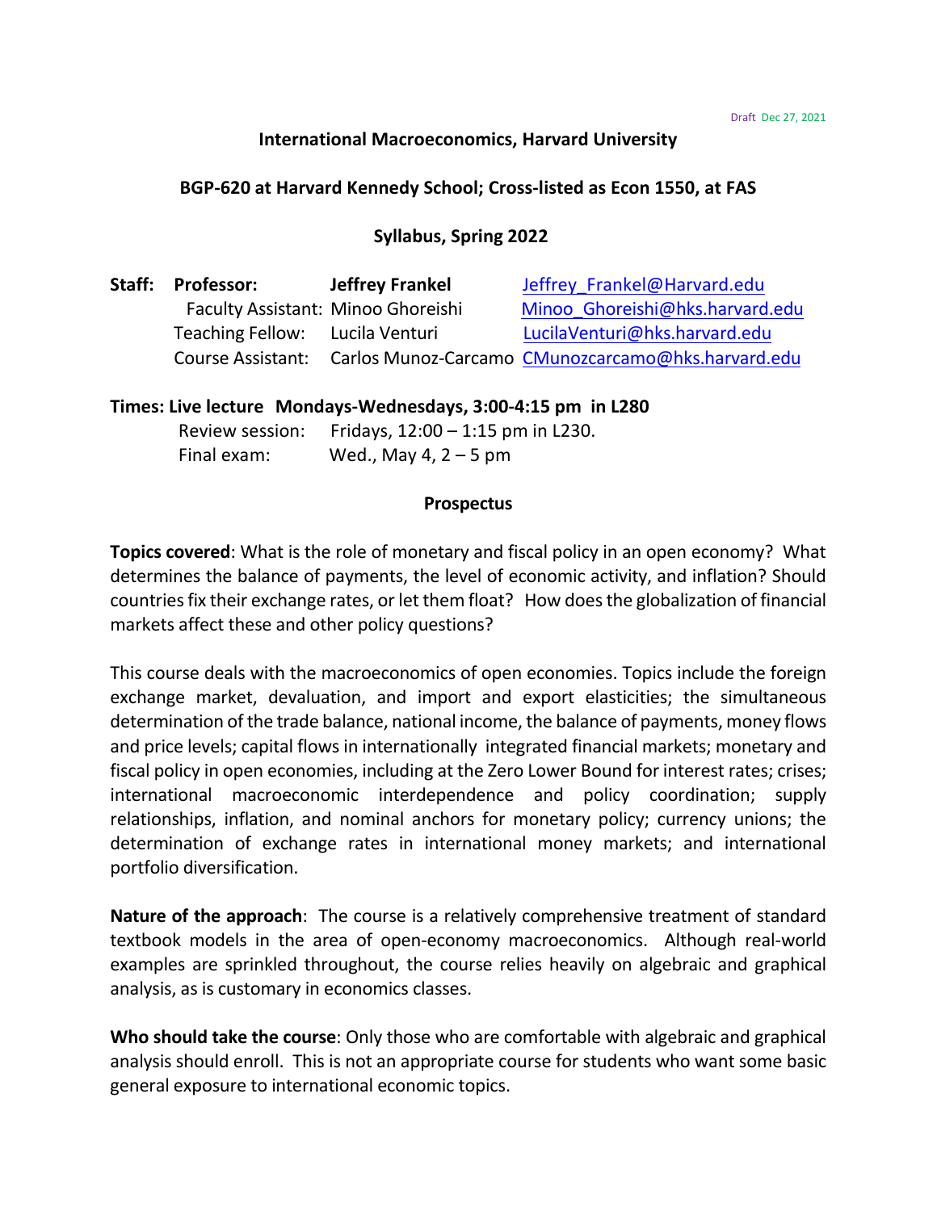Draft Dec 27, 2021

# International Macroeconomics, Harvard University

## BGP-620 at Harvard Kennedy School; Cross-listed as Econ 1550, at FAS

## Syllabus, Spring 2022

| **Staff:** | | | |
|---|---|---|---|
| | **Professor:** | **Jeffrey Frankel** | Jeffrey_Frankel@Harvard.edu |
| | Faculty Assistant: | Minoo Ghoreishi | Minoo_Ghoreishi@hks.harvard.edu |
| | Teaching Fellow: | Lucila Venturi | LucilaVenturi@hks.harvard.edu |
| | Course Assistant: | Carlos Munoz-Carcamo | CMunozcarcamo@hks.harvard.edu |

**Times: Live lecture Mondays-Wednesdays, 3:00-4:15 pm in L280**

Review session: Fridays, 12:00 – 1:15 pm in L230.

Final exam: Wed., May 4, 2 – 5 pm

## Prospectus

**Topics covered**: What is the role of monetary and fiscal policy in an open economy? What determines the balance of payments, the level of economic activity, and inflation? Should countries fix their exchange rates, or let them float? How does the globalization of financial markets affect these and other policy questions?

This course deals with the macroeconomics of open economies. Topics include the foreign exchange market, devaluation, and import and export elasticities; the simultaneous determination of the trade balance, national income, the balance of payments, money flows and price levels; capital flows in internationally integrated financial markets; monetary and fiscal policy in open economies, including at the Zero Lower Bound for interest rates; crises; international macroeconomic interdependence and policy coordination; supply relationships, inflation, and nominal anchors for monetary policy; currency unions; the determination of exchange rates in international money markets; and international portfolio diversification.

**Nature of the approach**: The course is a relatively comprehensive treatment of standard textbook models in the area of open-economy macroeconomics. Although real-world examples are sprinkled throughout, the course relies heavily on algebraic and graphical analysis, as is customary in economics classes.

**Who should take the course**: Only those who are comfortable with algebraic and graphical analysis should enroll. This is not an appropriate course for students who want some basic general exposure to international economic topics.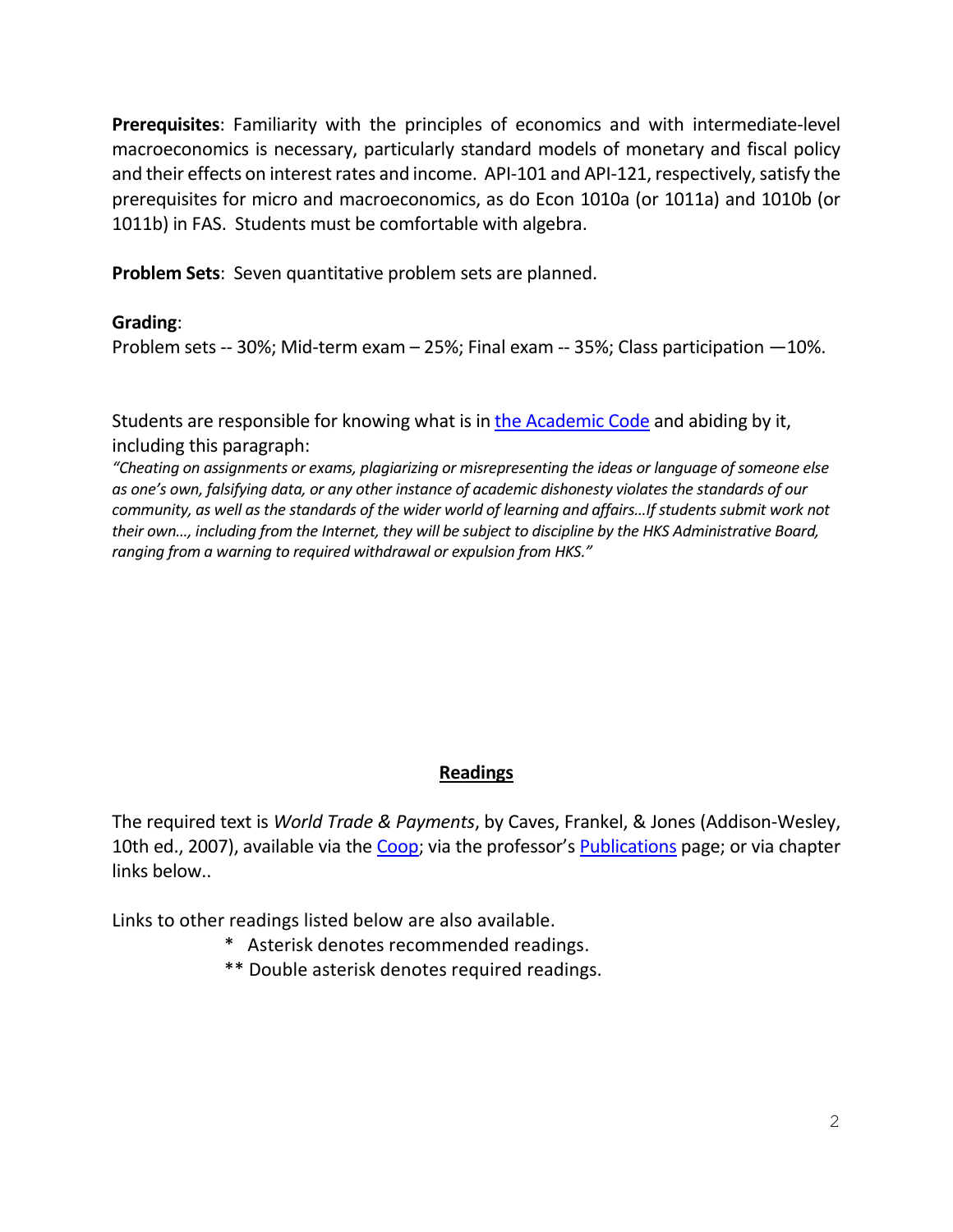**Prerequisites**: Familiarity with the principles of economics and with intermediate-level macroeconomics is necessary, particularly standard models of monetary and fiscal policy and their effects on interest rates and income. API-101 and API-121, respectively, satisfy the prerequisites for micro and macroeconomics, as do Econ 1010a (or 1011a) and 1010b (or 1011b) in FAS. Students must be comfortable with algebra.

**Problem Sets**: Seven quantitative problem sets are planned.

**Grading**:
Problem sets -- 30%; Mid-term exam – 25%; Final exam -- 35%; Class participation —10%.

Students are responsible for knowing what is in [the Academic Code]() and abiding by it, including this paragraph:

*"Cheating on assignments or exams, plagiarizing or misrepresenting the ideas or language of someone else as one's own, falsifying data, or any other instance of academic dishonesty violates the standards of our community, as well as the standards of the wider world of learning and affairs…If students submit work not their own…, including from the Internet, they will be subject to discipline by the HKS Administrative Board, ranging from a warning to required withdrawal or expulsion from HKS."*

## Readings

The required text is *World Trade & Payments*, by Caves, Frankel, & Jones (Addison-Wesley, 10th ed., 2007), available via the [Coop](); via the professor's [Publications]() page; or via chapter links below..

Links to other readings listed below are also available.

- \* Asterisk denotes recommended readings.
- \*\* Double asterisk denotes required readings.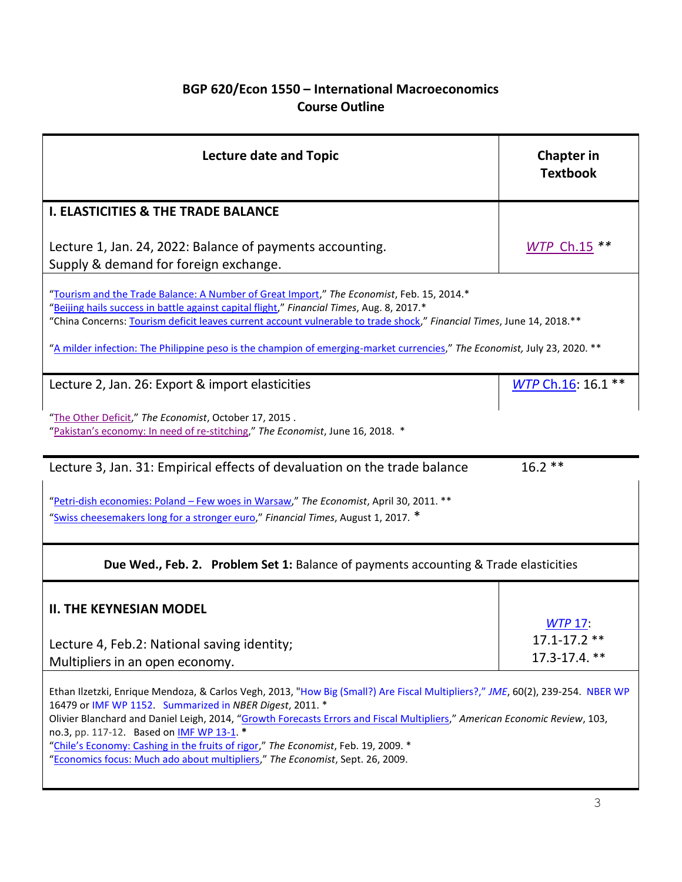## BGP 620/Econ 1550 – International Macroeconomics
## Course Outline

| Lecture date and Topic | Chapter in Textbook |
| --- | --- |
| **I. ELASTICITIES & THE TRADE BALANCE** | |
| Lecture 1, Jan. 24, 2022: Balance of payments accounting. Supply & demand for foreign exchange. | *WTP* Ch.15 ** |
| "Tourism and the Trade Balance: A Number of Great Import," *The Economist*, Feb. 15, 2014.* <br> "Beijing hails success in battle against capital flight," *Financial Times*, Aug. 8, 2017.* <br> "China Concerns: Tourism deficit leaves current account vulnerable to trade shock," *Financial Times*, June 14, 2018.** <br><br> "A milder infection: The Philippine peso is the champion of emerging-market currencies," *The Economist,* July 23, 2020. ** | |
| Lecture 2, Jan. 26: Export & import elasticities | *WTP* Ch.16: 16.1 ** |
| "The Other Deficit," *The Economist*, October 17, 2015 . <br> "Pakistan's economy: In need of re-stitching," *The Economist*, June 16, 2018. * | |
| Lecture 3, Jan. 31: Empirical effects of devaluation on the trade balance | 16.2 ** |
| "Petri-dish economies: Poland – Few woes in Warsaw," *The Economist*, April 30, 2011. ** <br> "Swiss cheesemakers long for a stronger euro," *Financial Times*, August 1, 2017. * | |
| **Due Wed., Feb. 2. Problem Set 1:** Balance of payments accounting & Trade elasticities | |
| **II. THE KEYNESIAN MODEL** <br><br> Lecture 4, Feb.2: National saving identity; Multipliers in an open economy. | *WTP* 17: <br> 17.1-17.2 ** <br> 17.3-17.4. ** |
| Ethan Ilzetzki, Enrique Mendoza, & Carlos Vegh, 2013, "How Big (Small?) Are Fiscal Multipliers?," *JME*, 60(2), 239-254. NBER WP 16479 or IMF WP 1152. Summarized in *NBER Digest*, 2011. * <br> Olivier Blanchard and Daniel Leigh, 2014, "Growth Forecasts Errors and Fiscal Multipliers," *American Economic Review*, 103, no.3, pp. 117-12. Based on IMF WP 13-1. * <br> "Chile's Economy: Cashing in the fruits of rigor," *The Economist*, Feb. 19, 2009. * <br> "Economics focus: Much ado about multipliers," *The Economist*, Sept. 26, 2009. | |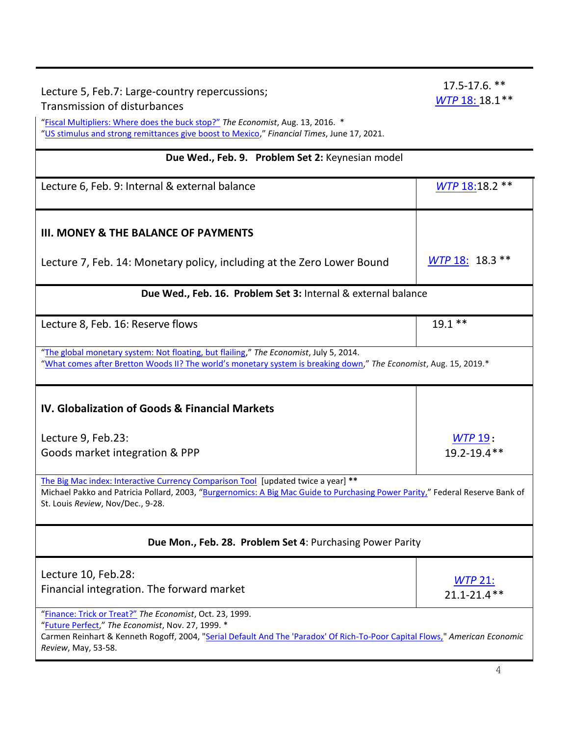| | |
|---|---|
| Lecture 5, Feb.7: Large-country repercussions; Transmission of disturbances | 17.5-17.6. ** *WTP* 18: 18.1** |
| "Fiscal Multipliers: Where does the buck stop?" *The Economist*, Aug. 13, 2016. * "US stimulus and strong remittances give boost to Mexico," *Financial Times*, June 17, 2021. | |
| **Due Wed., Feb. 9. Problem Set 2:** Keynesian model | |
| Lecture 6, Feb. 9: Internal & external balance | *WTP* 18:18.2 ** |
| **III. MONEY & THE BALANCE OF PAYMENTS** | |
| Lecture 7, Feb. 14: Monetary policy, including at the Zero Lower Bound | *WTP* 18: 18.3 ** |
| **Due Wed., Feb. 16. Problem Set 3:** Internal & external balance | |
| Lecture 8, Feb. 16: Reserve flows | 19.1 ** |
| "The global monetary system: Not floating, but flailing," *The Economist*, July 5, 2014. "What comes after Bretton Woods II? The world's monetary system is breaking down," *The Economist*, Aug. 15, 2019.* | |
| **IV. Globalization of Goods & Financial Markets** | |
| Lecture 9, Feb.23: Goods market integration & PPP | *WTP* 19: 19.2-19.4** |
| The Big Mac index: Interactive Currency Comparison Tool [updated twice a year] ** Michael Pakko and Patricia Pollard, 2003, "Burgernomics: A Big Mac Guide to Purchasing Power Parity," Federal Reserve Bank of St. Louis *Review*, Nov/Dec., 9-28. | |
| **Due Mon., Feb. 28. Problem Set 4**: Purchasing Power Parity | |
| Lecture 10, Feb.28: Financial integration. The forward market | *WTP* 21: 21.1-21.4** |
| "Finance: Trick or Treat?" *The Economist*, Oct. 23, 1999. "Future Perfect," *The Economist*, Nov. 27, 1999. * Carmen Reinhart & Kenneth Rogoff, 2004, "Serial Default And The 'Paradox' Of Rich-To-Poor Capital Flows," *American Economic Review*, May, 53-58. | |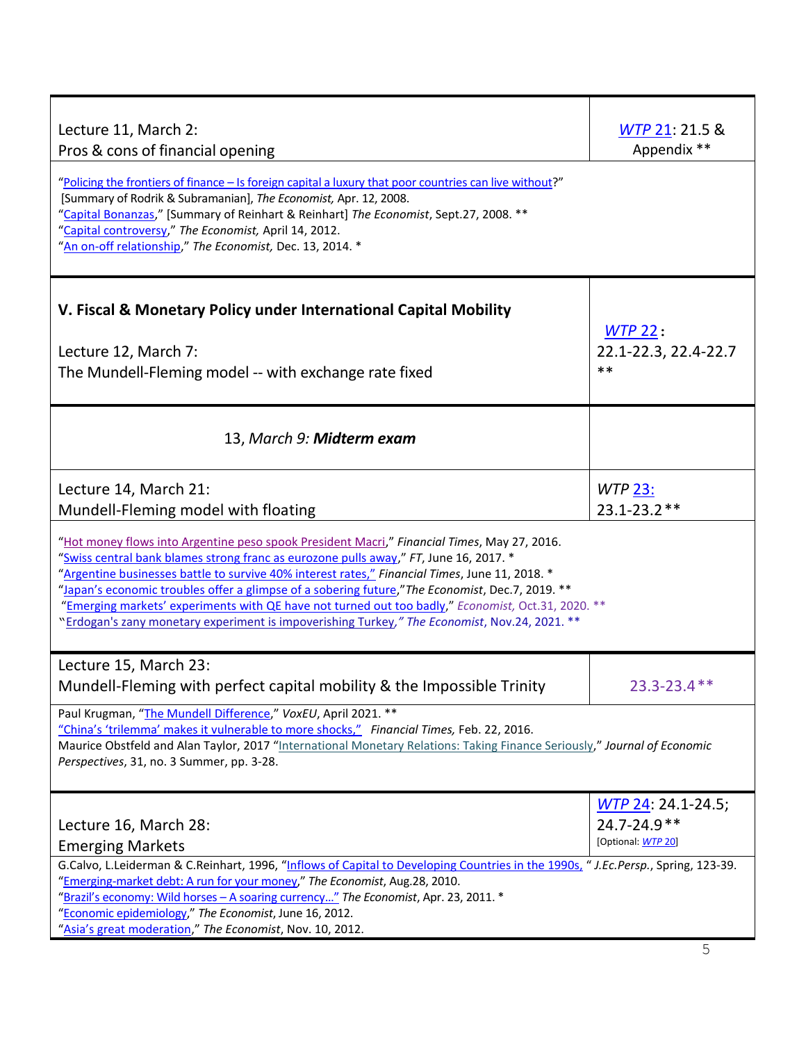| | |
|---|---|
| Lecture 11, March 2:<br>Pros & cons of financial opening | WTP 21: 21.5 & Appendix ** |
| "Policing the frontiers of finance – Is foreign capital a luxury that poor countries can live without?" [Summary of Rodrik & Subramanian], *The Economist,* Apr. 12, 2008.<br>"Capital Bonanzas," [Summary of Reinhart & Reinhart] *The Economist*, Sept.27, 2008. **<br>"Capital controversy," *The Economist,* April 14, 2012.<br>"An on-off relationship," *The Economist,* Dec. 13, 2014. * | |
| **V. Fiscal & Monetary Policy under International Capital Mobility**<br><br>Lecture 12, March 7:<br>The Mundell-Fleming model -- with exchange rate fixed | WTP 22: 22.1-22.3, 22.4-22.7 ** |
| 13, *March 9: **Midterm exam*** | |
| Lecture 14, March 21:<br>Mundell-Fleming model with floating | *WTP* 23: 23.1-23.2 ** |
| "Hot money flows into Argentine peso spook President Macri," *Financial Times*, May 27, 2016.<br>"Swiss central bank blames strong franc as eurozone pulls away," *FT*, June 16, 2017. *<br>"Argentine businesses battle to survive 40% interest rates," *Financial Times*, June 11, 2018. *<br>"Japan's economic troubles offer a glimpse of a sobering future," *The Economist*, Dec.7, 2019. **<br>"Emerging markets' experiments with QE have not turned out too badly," *Economist,* Oct.31, 2020. **<br>"Erdogan's zany monetary experiment is impoverishing Turkey," *The Economist*, Nov.24, 2021. ** | |
| Lecture 15, March 23:<br>Mundell-Fleming with perfect capital mobility & the Impossible Trinity | 23.3-23.4 ** |
| Paul Krugman, "The Mundell Difference," *VoxEU*, April 2021. **<br>"China's 'trilemma' makes it vulnerable to more shocks," *Financial Times,* Feb. 22, 2016.<br>Maurice Obstfeld and Alan Taylor, 2017 "International Monetary Relations: Taking Finance Seriously," *Journal of Economic Perspectives*, 31, no. 3 Summer, pp. 3-28. | |
| Lecture 16, March 28:<br>Emerging Markets | WTP 24: 24.1-24.5; 24.7-24.9 ** [Optional: *WTP 20*] |
| G.Calvo, L.Leiderman & C.Reinhart, 1996, "Inflows of Capital to Developing Countries in the 1990s, " *J.Ec.Persp.*, Spring, 123-39.<br>"Emerging-market debt: A run for your money," *The Economist*, Aug.28, 2010.<br>"Brazil's economy: Wild horses – A soaring currency..." *The Economist*, Apr. 23, 2011. *<br>"Economic epidemiology," *The Economist*, June 16, 2012.<br>"Asia's great moderation," *The Economist*, Nov. 10, 2012. | |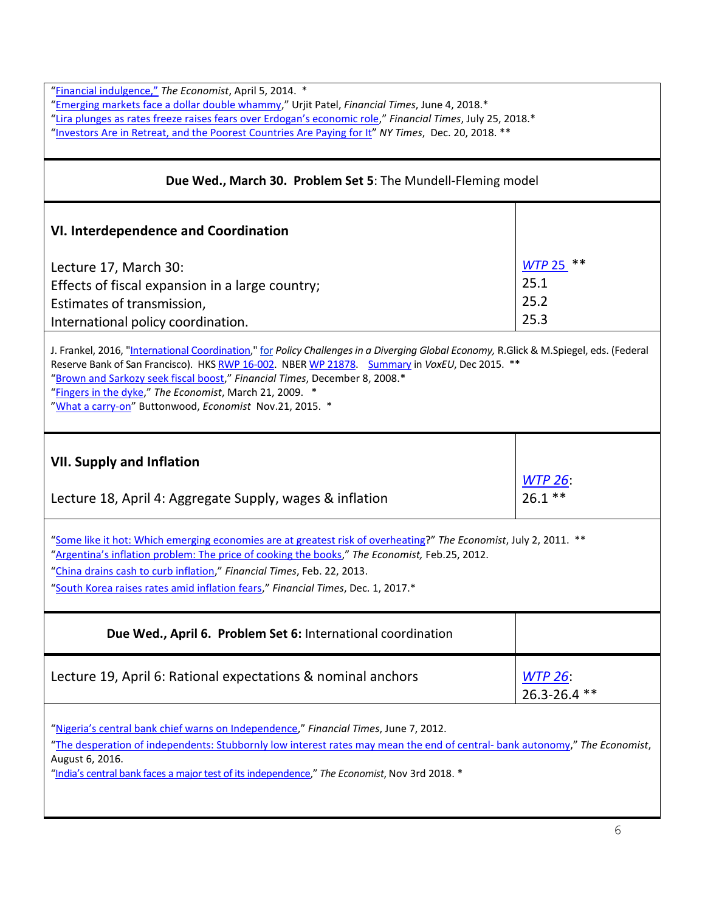"Financial indulgence," *The Economist*, April 5, 2014. *
"Emerging markets face a dollar double whammy," Urjit Patel, *Financial Times*, June 4, 2018.*
"Lira plunges as rates freeze raises fears over Erdogan's economic role," *Financial Times*, July 25, 2018.*
"Investors Are in Retreat, and the Poorest Countries Are Paying for It" *NY Times*, Dec. 20, 2018. **

**Due Wed., March 30. Problem Set 5**: The Mundell-Fleming model

| **VI. Interdependence and Coordination**<br><br>Lecture 17, March 30:<br>Effects of fiscal expansion in a large country;<br>Estimates of transmission,<br>International policy coordination. | *WTP 25* **<br>25.1<br>25.2<br>25.3 |
| --- | --- |

J. Frankel, 2016, "International Coordination," for *Policy Challenges in a Diverging Global Economy,* R.Glick & M.Spiegel, eds. (Federal Reserve Bank of San Francisco). HKS RWP 16-002. NBER WP 21878. Summary in *VoxEU*, Dec 2015. **
"Brown and Sarkozy seek fiscal boost," *Financial Times*, December 8, 2008.*
"Fingers in the dyke," *The Economist*, March 21, 2009. *
"What a carry-on" Buttonwood, *Economist* Nov.21, 2015. *

| **VII. Supply and Inflation**<br><br>Lecture 18, April 4: Aggregate Supply, wages & inflation | *WTP 26*:<br>26.1 ** |
| --- | --- |

"Some like it hot: Which emerging economies are at greatest risk of overheating?" *The Economist*, July 2, 2011. **
"Argentina's inflation problem: The price of cooking the books," *The Economist,* Feb.25, 2012.
"China drains cash to curb inflation," *Financial Times*, Feb. 22, 2013.
"South Korea raises rates amid inflation fears," *Financial Times*, Dec. 1, 2017.*

**Due Wed., April 6. Problem Set 6:** International coordination

| Lecture 19, April 6: Rational expectations & nominal anchors | *WTP 26*:<br>26.3-26.4 ** |
| --- | --- |

"Nigeria's central bank chief warns on Independence," *Financial Times*, June 7, 2012.
"The desperation of independents: Stubbornly low interest rates may mean the end of central- bank autonomy," *The Economist*, August 6, 2016.
"India's central bank faces a major test of its independence," *The Economist*, Nov 3rd 2018. *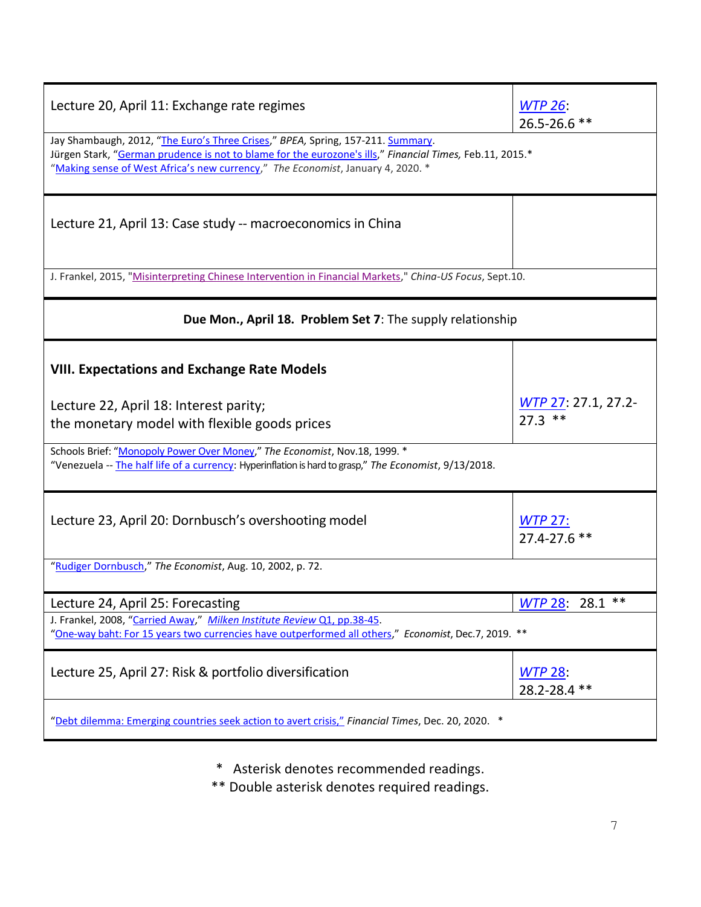| | |
|---|---|
| Lecture 20, April 11: Exchange rate regimes | *WTP 26*: 26.5-26.6 ** |
| Jay Shambaugh, 2012, "The Euro's Three Crises," *BPEA*, Spring, 157-211. Summary.<br>Jürgen Stark, "German prudence is not to blame for the eurozone's ills," *Financial Times,* Feb.11, 2015.*<br>"Making sense of West Africa's new currency," *The Economist*, January 4, 2020. * | |
| Lecture 21, April 13: Case study -- macroeconomics in China | |
| J. Frankel, 2015, "Misinterpreting Chinese Intervention in Financial Markets," *China-US Focus*, Sept.10. | |
| **Due Mon., April 18. Problem Set 7**: The supply relationship | |
| **VIII. Expectations and Exchange Rate Models**<br><br>Lecture 22, April 18: Interest parity;<br>the monetary model with flexible goods prices | *WTP 27*: 27.1, 27.2-27.3 ** |
| Schools Brief: "Monopoly Power Over Money," *The Economist*, Nov.18, 1999. *<br>"Venezuela -- The half life of a currency: Hyperinflation is hard to grasp," *The Economist*, 9/13/2018. | |
| Lecture 23, April 20: Dornbusch's overshooting model | *WTP 27:* 27.4-27.6 ** |
| "Rudiger Dornbusch," *The Economist*, Aug. 10, 2002, p. 72. | |
| Lecture 24, April 25: Forecasting | *WTP 28*: 28.1 ** |
| J. Frankel, 2008, "Carried Away," *Milken Institute Review* Q1, pp.38-45.<br>"One-way baht: For 15 years two currencies have outperformed all others," *Economist*, Dec.7, 2019. ** | |
| Lecture 25, April 27: Risk & portfolio diversification | *WTP 28*: 28.2-28.4 ** |
| "Debt dilemma: Emerging countries seek action to avert crisis," *Financial Times*, Dec. 20, 2020. * | |

\* Asterisk denotes recommended readings.

** Double asterisk denotes required readings.